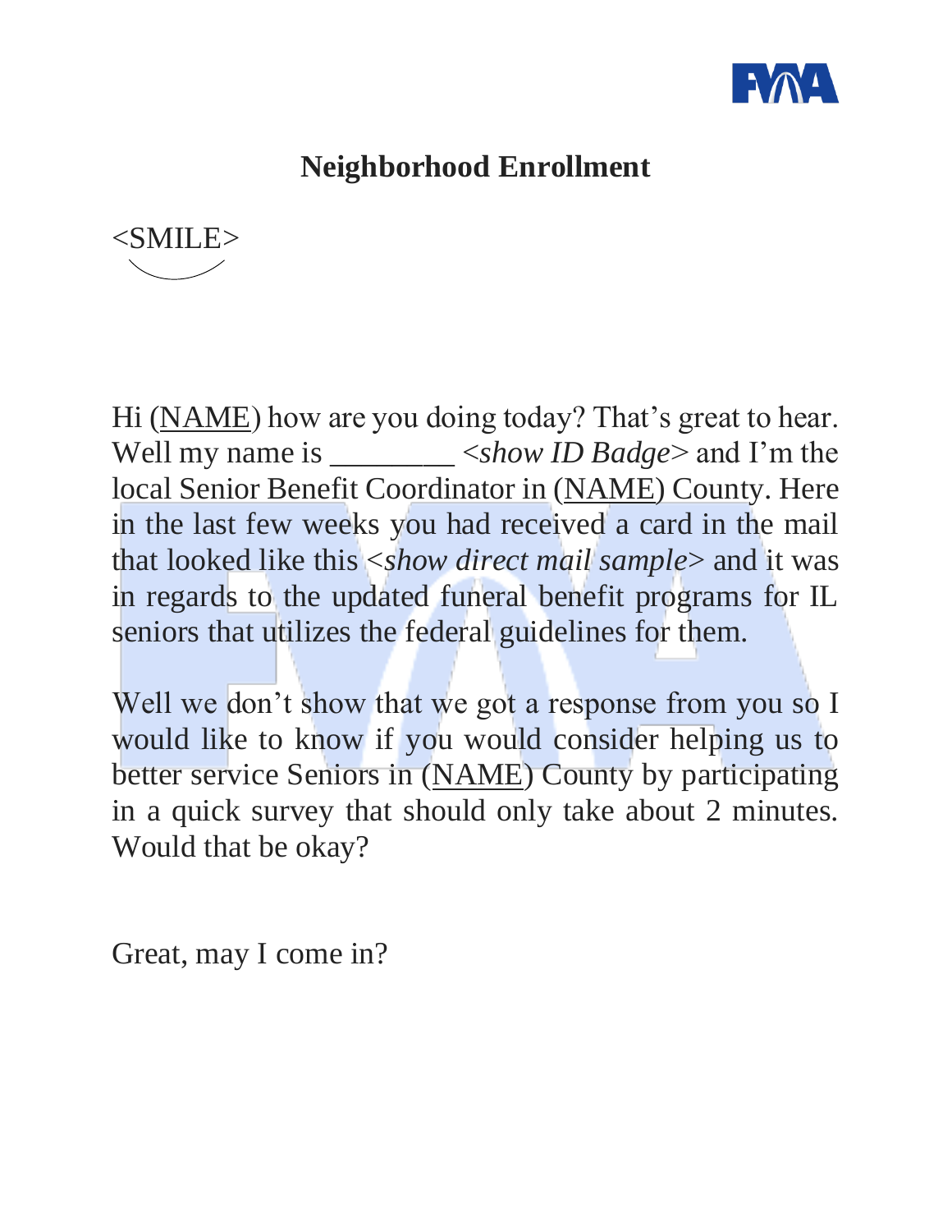# Neighborhood Enrollment

<SMILE>

Hi (NAME) how are you doing today? That's great to hear. Well my name is ________ <*show ID Badge*> and I'm the local Senior Benefit Coordinator in (NAME) County. Here in the last few weeks you had received a card in the mail that looked like this <*show direct mail sample*> and it was in regards to the updated funeral benefit programs for IL seniors that utilizes the federal guidelines for them.

Well we don't show that we got a response from you so I would like to know if you would consider helping us to better service Seniors in (NAME) County by participating in a quick survey that should only take about 2 minutes. Would that be okay?

Great, may I come in?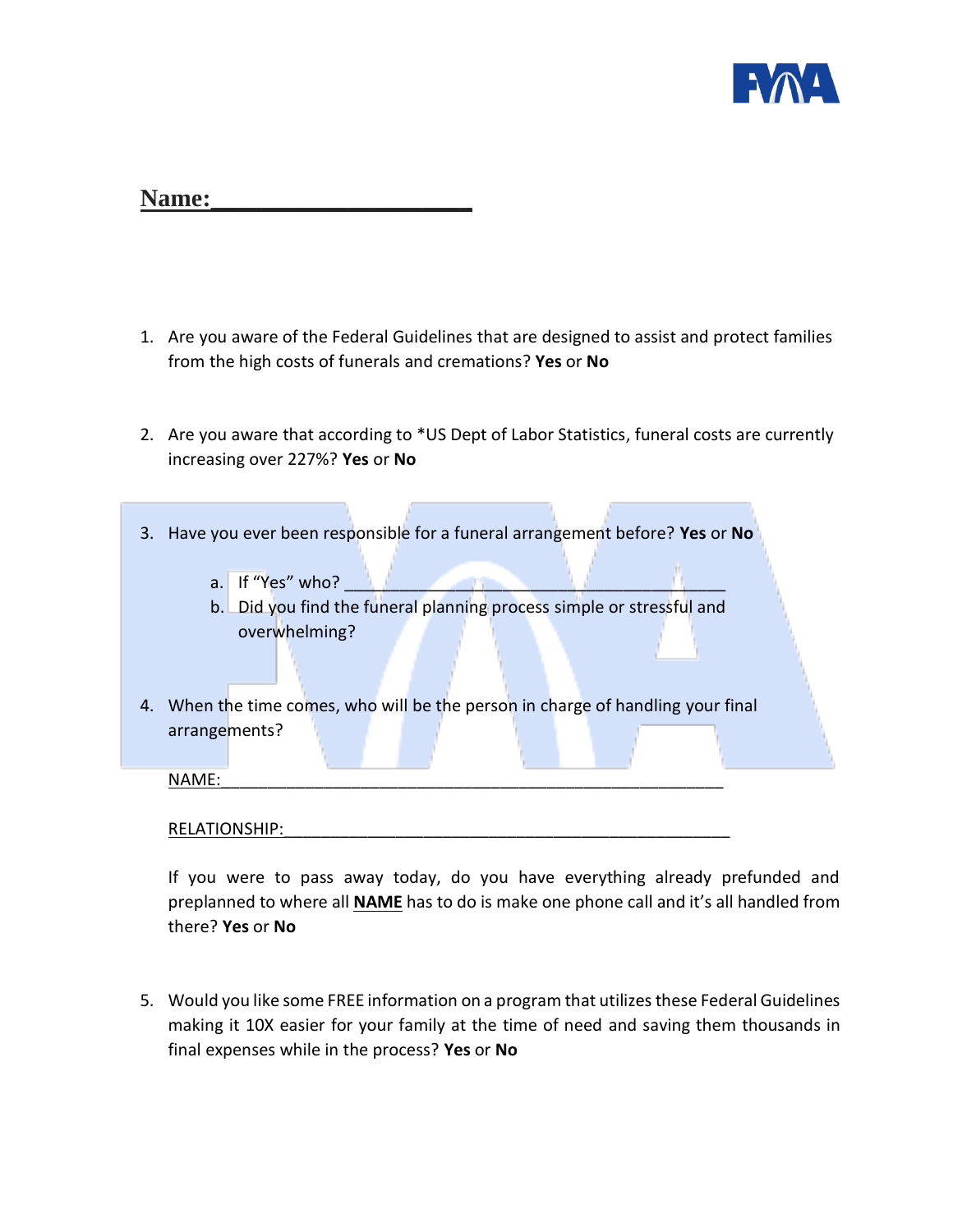**Name:\_\_\_\_\_\_\_\_\_\_\_\_\_\_\_\_\_\_\_\_**

1. Are you aware of the Federal Guidelines that are designed to assist and protect families from the high costs of funerals and cremations? **Yes** or **No**

2. Are you aware that according to *US Dept of Labor Statistics, funeral costs are currently increasing over 227%? **Yes** or **No**

3. Have you ever been responsible for a funeral arrangement before? **Yes** or **No**

   a. If "Yes" who? \_\_\_\_\_\_\_\_\_\_\_\_\_\_\_\_\_\_\_\_\_\_\_\_\_\_\_\_\_\_\_\_\_\_\_\_\_\_\_\_\_\_\_\_

   b. Did you find the funeral planning process simple or stressful and overwhelming?

4. When the time comes, who will be the person in charge of handling your final arrangements?

   NAME:\_\_\_\_\_\_\_\_\_\_\_\_\_\_\_\_\_\_\_\_\_\_\_\_\_\_\_\_\_\_\_\_\_\_\_\_\_\_\_\_\_\_\_\_\_\_\_\_\_\_\_\_\_\_\_\_

   RELATIONSHIP:\_\_\_\_\_\_\_\_\_\_\_\_\_\_\_\_\_\_\_\_\_\_\_\_\_\_\_\_\_\_\_\_\_\_\_\_\_\_\_\_\_\_\_\_\_\_\_\_

   If you were to pass away today, do you have everything already prefunded and preplanned to where all **NAME** has to do is make one phone call and it's all handled from there? **Yes** or **No**

5. Would you like some FREE information on a program that utilizes these Federal Guidelines making it 10X easier for your family at the time of need and saving them thousands in final expenses while in the process? **Yes** or **No**